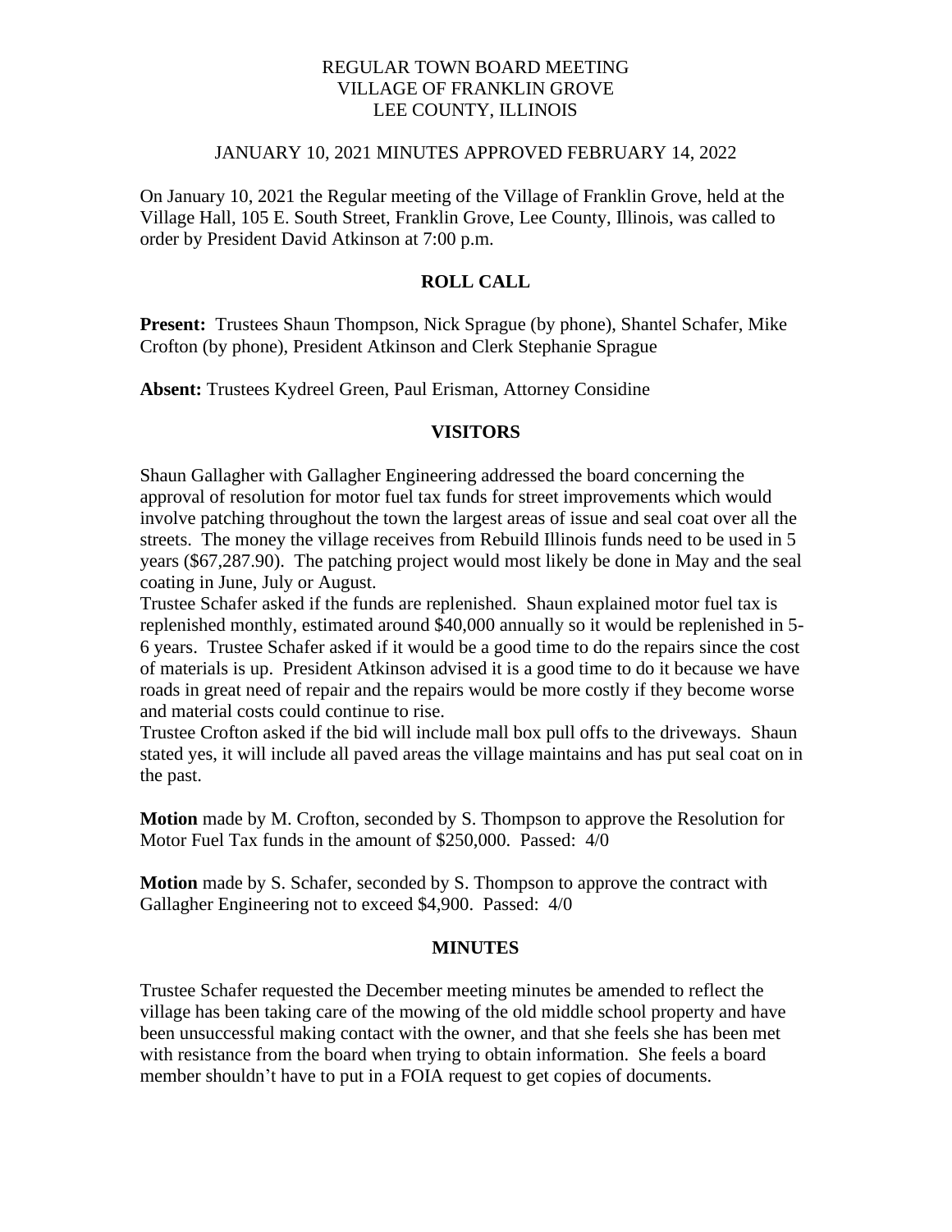REGULAR TOWN BOARD MEETING
VILLAGE OF FRANKLIN GROVE
LEE COUNTY, ILLINOIS

JANUARY 10, 2021 MINUTES APPROVED FEBRUARY 14, 2022

On January 10, 2021 the Regular meeting of the Village of Franklin Grove, held at the Village Hall, 105 E. South Street, Franklin Grove, Lee County, Illinois, was called to order by President David Atkinson at 7:00 p.m.

## ROLL CALL

**Present:** Trustees Shaun Thompson, Nick Sprague (by phone), Shantel Schafer, Mike Crofton (by phone), President Atkinson and Clerk Stephanie Sprague

**Absent:** Trustees Kydreel Green, Paul Erisman, Attorney Considine

## VISITORS

Shaun Gallagher with Gallagher Engineering addressed the board concerning the approval of resolution for motor fuel tax funds for street improvements which would involve patching throughout the town the largest areas of issue and seal coat over all the streets. The money the village receives from Rebuild Illinois funds need to be used in 5 years ($67,287.90). The patching project would most likely be done in May and the seal coating in June, July or August.

Trustee Schafer asked if the funds are replenished. Shaun explained motor fuel tax is replenished monthly, estimated around $40,000 annually so it would be replenished in 5-6 years. Trustee Schafer asked if it would be a good time to do the repairs since the cost of materials is up. President Atkinson advised it is a good time to do it because we have roads in great need of repair and the repairs would be more costly if they become worse and material costs could continue to rise.

Trustee Crofton asked if the bid will include mall box pull offs to the driveways. Shaun stated yes, it will include all paved areas the village maintains and has put seal coat on in the past.

**Motion** made by M. Crofton, seconded by S. Thompson to approve the Resolution for Motor Fuel Tax funds in the amount of $250,000. Passed: 4/0

**Motion** made by S. Schafer, seconded by S. Thompson to approve the contract with Gallagher Engineering not to exceed $4,900. Passed: 4/0

## MINUTES

Trustee Schafer requested the December meeting minutes be amended to reflect the village has been taking care of the mowing of the old middle school property and have been unsuccessful making contact with the owner, and that she feels she has been met with resistance from the board when trying to obtain information. She feels a board member shouldn't have to put in a FOIA request to get copies of documents.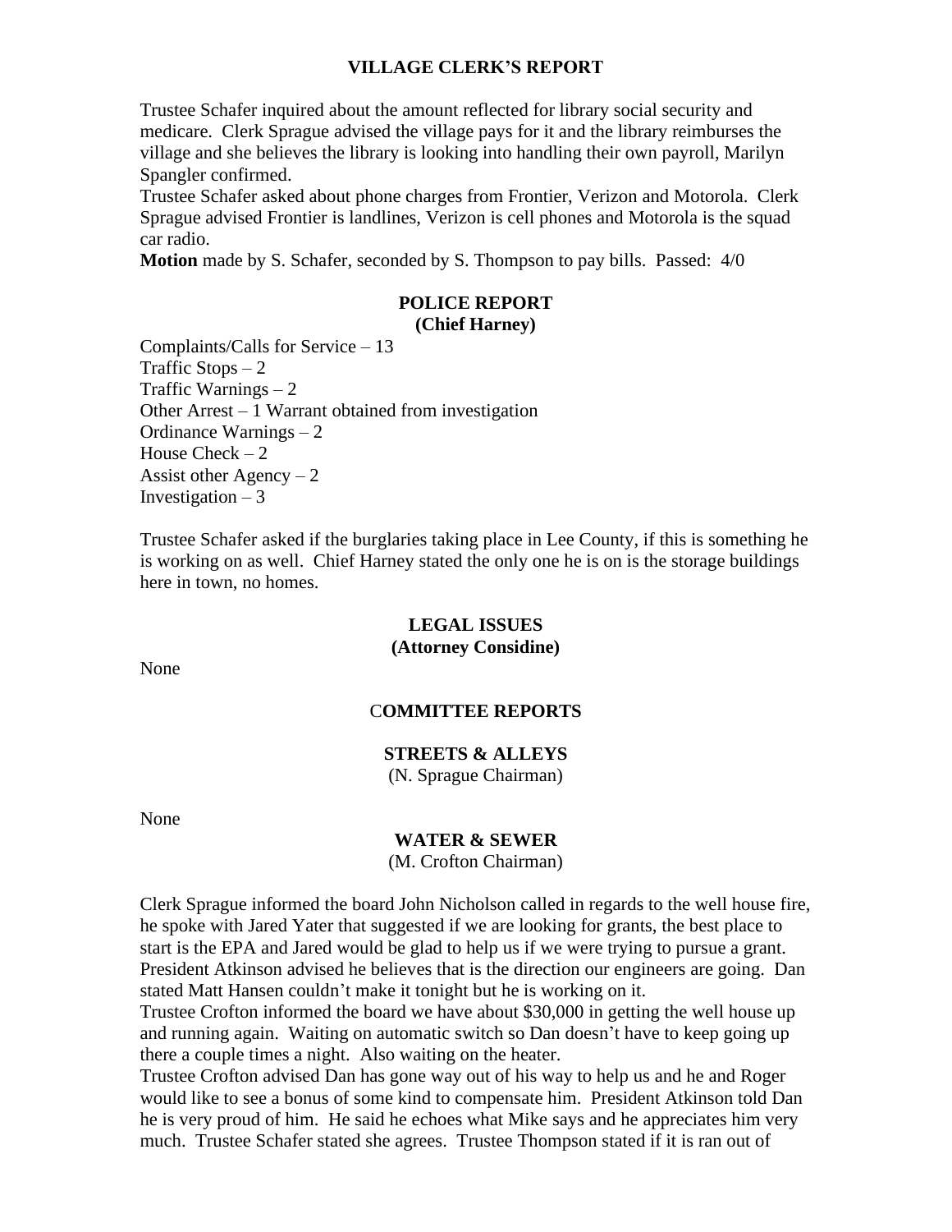## VILLAGE CLERK'S REPORT

Trustee Schafer inquired about the amount reflected for library social security and medicare. Clerk Sprague advised the village pays for it and the library reimburses the village and she believes the library is looking into handling their own payroll, Marilyn Spangler confirmed.

Trustee Schafer asked about phone charges from Frontier, Verizon and Motorola. Clerk Sprague advised Frontier is landlines, Verizon is cell phones and Motorola is the squad car radio.

**Motion** made by S. Schafer, seconded by S. Thompson to pay bills. Passed: 4/0

## POLICE REPORT
**(Chief Harney)**

Complaints/Calls for Service – 13
Traffic Stops – 2
Traffic Warnings – 2
Other Arrest – 1 Warrant obtained from investigation
Ordinance Warnings – 2
House Check – 2
Assist other Agency – 2
Investigation – 3

Trustee Schafer asked if the burglaries taking place in Lee County, if this is something he is working on as well. Chief Harney stated the only one he is on is the storage buildings here in town, no homes.

## LEGAL ISSUES
**(Attorney Considine)**

None

## COMMITTEE REPORTS

### STREETS & ALLEYS
(N. Sprague Chairman)

None

### WATER & SEWER
(M. Crofton Chairman)

Clerk Sprague informed the board John Nicholson called in regards to the well house fire, he spoke with Jared Yater that suggested if we are looking for grants, the best place to start is the EPA and Jared would be glad to help us if we were trying to pursue a grant. President Atkinson advised he believes that is the direction our engineers are going. Dan stated Matt Hansen couldn't make it tonight but he is working on it.

Trustee Crofton informed the board we have about $30,000 in getting the well house up and running again. Waiting on automatic switch so Dan doesn't have to keep going up there a couple times a night. Also waiting on the heater.

Trustee Crofton advised Dan has gone way out of his way to help us and he and Roger would like to see a bonus of some kind to compensate him. President Atkinson told Dan he is very proud of him. He said he echoes what Mike says and he appreciates him very much. Trustee Schafer stated she agrees. Trustee Thompson stated if it is ran out of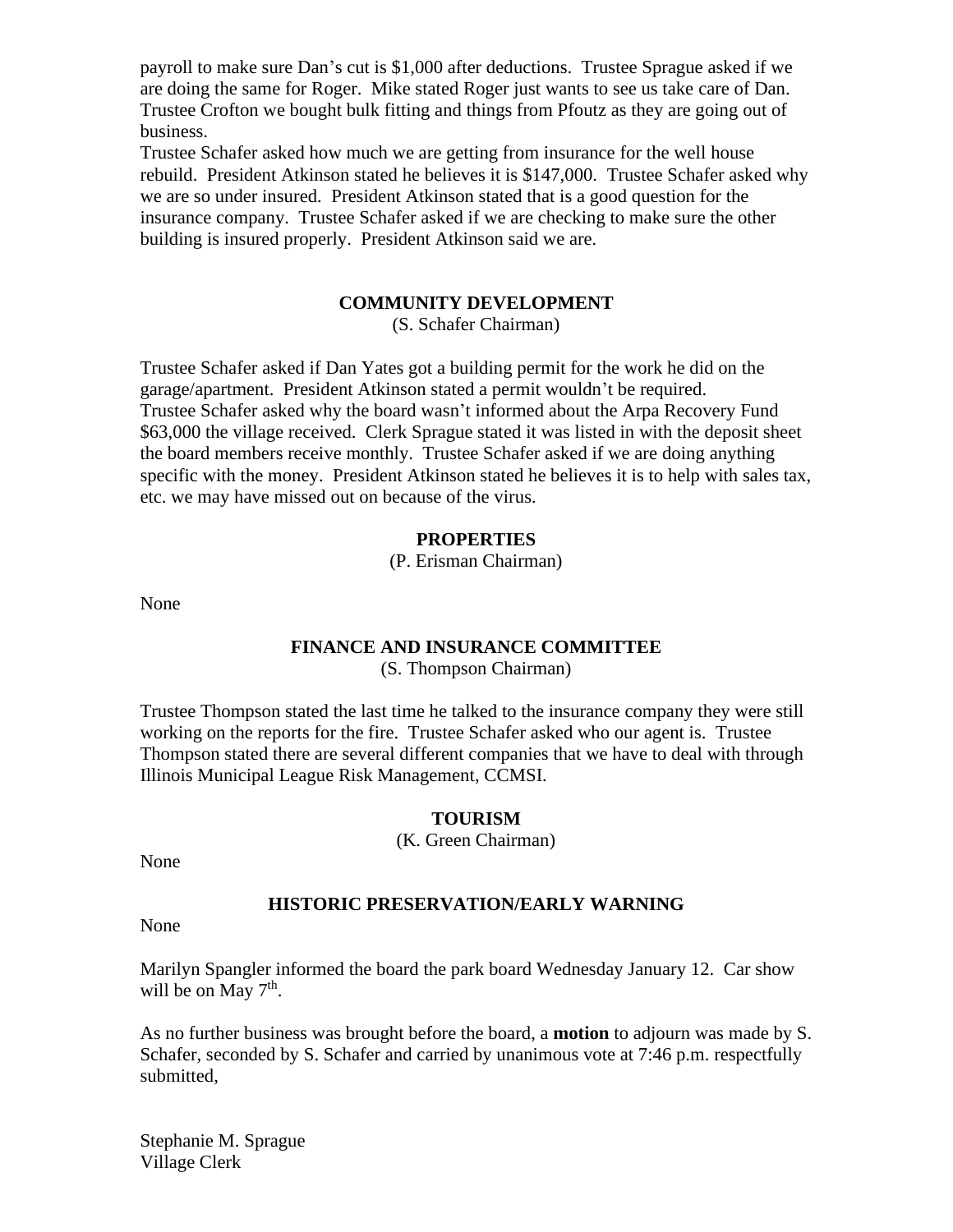payroll to make sure Dan's cut is $1,000 after deductions. Trustee Sprague asked if we are doing the same for Roger. Mike stated Roger just wants to see us take care of Dan. Trustee Crofton we bought bulk fitting and things from Pfoutz as they are going out of business.

Trustee Schafer asked how much we are getting from insurance for the well house rebuild. President Atkinson stated he believes it is $147,000. Trustee Schafer asked why we are so under insured. President Atkinson stated that is a good question for the insurance company. Trustee Schafer asked if we are checking to make sure the other building is insured properly. President Atkinson said we are.

## COMMUNITY DEVELOPMENT

(S. Schafer Chairman)

Trustee Schafer asked if Dan Yates got a building permit for the work he did on the garage/apartment. President Atkinson stated a permit wouldn't be required.

Trustee Schafer asked why the board wasn't informed about the Arpa Recovery Fund $63,000 the village received. Clerk Sprague stated it was listed in with the deposit sheet the board members receive monthly. Trustee Schafer asked if we are doing anything specific with the money. President Atkinson stated he believes it is to help with sales tax, etc. we may have missed out on because of the virus.

## PROPERTIES

(P. Erisman Chairman)

None

## FINANCE AND INSURANCE COMMITTEE

(S. Thompson Chairman)

Trustee Thompson stated the last time he talked to the insurance company they were still working on the reports for the fire. Trustee Schafer asked who our agent is. Trustee Thompson stated there are several different companies that we have to deal with through Illinois Municipal League Risk Management, CCMSI.

## TOURISM

(K. Green Chairman)

None

## HISTORIC PRESERVATION/EARLY WARNING

None

Marilyn Spangler informed the board the park board Wednesday January 12. Car show will be on May 7th.

As no further business was brought before the board, a **motion** to adjourn was made by S. Schafer, seconded by S. Schafer and carried by unanimous vote at 7:46 p.m. respectfully submitted,

Stephanie M. Sprague
Village Clerk